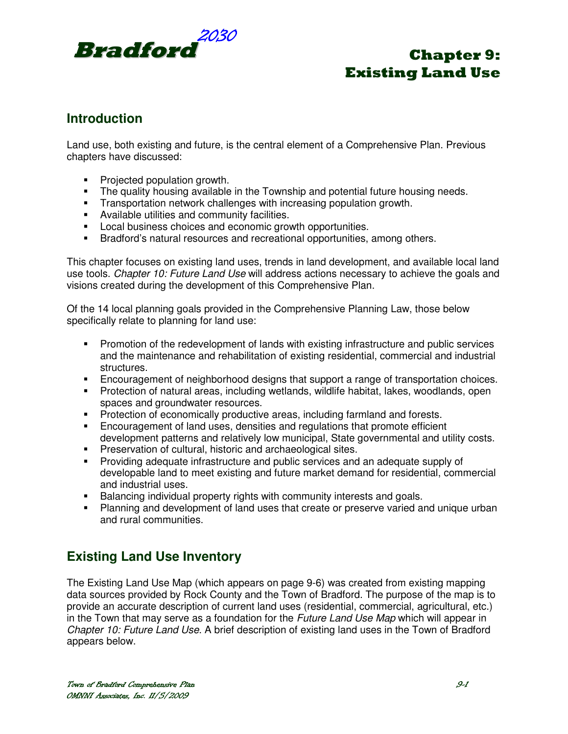# Bradford 2030

# Chapter 9: Existing Land Use

## Introduction

Land use, both existing and future, is the central element of a Comprehensive Plan. Previous chapters have discussed:

- Projected population growth.
- The quality housing available in the Township and potential future housing needs.
- Transportation network challenges with increasing population growth.
- Available utilities and community facilities.
- Local business choices and economic growth opportunities.
- Bradford's natural resources and recreational opportunities, among others.

This chapter focuses on existing land uses, trends in land development, and available local land use tools. *Chapter 10: Future Land Use* will address actions necessary to achieve the goals and visions created during the development of this Comprehensive Plan.

Of the 14 local planning goals provided in the Comprehensive Planning Law, those below specifically relate to planning for land use:

- Promotion of the redevelopment of lands with existing infrastructure and public services and the maintenance and rehabilitation of existing residential, commercial and industrial structures.
- Encouragement of neighborhood designs that support a range of transportation choices.
- Protection of natural areas, including wetlands, wildlife habitat, lakes, woodlands, open spaces and groundwater resources.
- Protection of economically productive areas, including farmland and forests.
- Encouragement of land uses, densities and regulations that promote efficient development patterns and relatively low municipal, State governmental and utility costs.
- Preservation of cultural, historic and archaeological sites.
- Providing adequate infrastructure and public services and an adequate supply of developable land to meet existing and future market demand for residential, commercial and industrial uses.
- Balancing individual property rights with community interests and goals.
- Planning and development of land uses that create or preserve varied and unique urban and rural communities.

## Existing Land Use Inventory

The Existing Land Use Map (which appears on page 9-6) was created from existing mapping data sources provided by Rock County and the Town of Bradford. The purpose of the map is to provide an accurate description of current land uses (residential, commercial, agricultural, etc.) in the Town that may serve as a foundation for the *Future Land Use Map* which will appear in *Chapter 10: Future Land Use*. A brief description of existing land uses in the Town of Bradford appears below.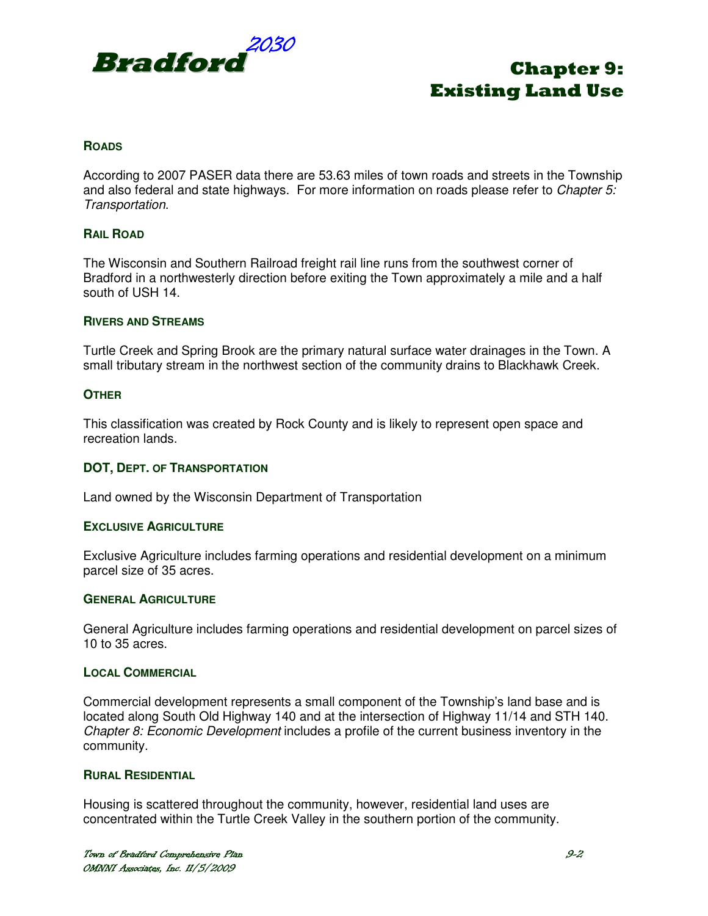## Roads

According to 2007 PASER data there are 53.63 miles of town roads and streets in the Township and also federal and state highways. For more information on roads please refer to *Chapter 5: Transportation*.

## Rail Road

The Wisconsin and Southern Railroad freight rail line runs from the southwest corner of Bradford in a northwesterly direction before exiting the Town approximately a mile and a half south of USH 14.

## Rivers and Streams

Turtle Creek and Spring Brook are the primary natural surface water drainages in the Town. A small tributary stream in the northwest section of the community drains to Blackhawk Creek.

## Other

This classification was created by Rock County and is likely to represent open space and recreation lands.

## DOT, Dept. of Transportation

Land owned by the Wisconsin Department of Transportation

## Exclusive Agriculture

Exclusive Agriculture includes farming operations and residential development on a minimum parcel size of 35 acres.

## General Agriculture

General Agriculture includes farming operations and residential development on parcel sizes of 10 to 35 acres.

## Local Commercial

Commercial development represents a small component of the Township's land base and is located along South Old Highway 140 and at the intersection of Highway 11/14 and STH 140. *Chapter 8: Economic Development* includes a profile of the current business inventory in the community.

## Rural Residential

Housing is scattered throughout the community, however, residential land uses are concentrated within the Turtle Creek Valley in the southern portion of the community.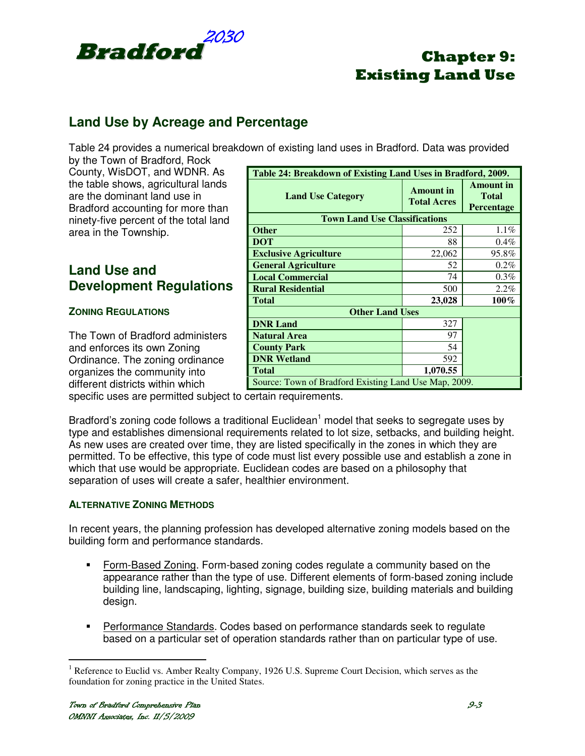# Chapter 9: Existing Land Use

## Land Use by Acreage and Percentage

Table 24 provides a numerical breakdown of existing land uses in Bradford. Data was provided by the Town of Bradford, Rock County, WisDOT, and WDNR. As the table shows, agricultural lands are the dominant land use in Bradford accounting for more than ninety-five percent of the total land area in the Township.

**Table 24: Breakdown of Existing Land Uses in Bradford, 2009.**

| Land Use Category | Amount in Total Acres | Amount in Total Percentage |
|---|---|---|
| **Town Land Use Classifications** | | |
| **Other** | 252 | 1.1% |
| **DOT** | 88 | 0.4% |
| **Exclusive Agriculture** | 22,062 | 95.8% |
| **General Agriculture** | 52 | 0.2% |
| **Local Commercial** | 74 | 0.3% |
| **Rural Residential** | 500 | 2.2% |
| **Total** | **23,028** | **100%** |
| **Other Land Uses** | | |
| **DNR Land** | 327 | |
| **Natural Area** | 97 | |
| **County Park** | 54 | |
| **DNR Wetland** | 592 | |
| **Total** | **1,070.55** | |

Source: Town of Bradford Existing Land Use Map, 2009.

## Land Use and Development Regulations

### Zoning Regulations

The Town of Bradford administers and enforces its own Zoning Ordinance. The zoning ordinance organizes the community into different districts within which specific uses are permitted subject to certain requirements.

Bradford's zoning code follows a traditional Euclidean[1] model that seeks to segregate uses by type and establishes dimensional requirements related to lot size, setbacks, and building height. As new uses are created over time, they are listed specifically in the zones in which they are permitted. To be effective, this type of code must list every possible use and establish a zone in which that use would be appropriate. Euclidean codes are based on a philosophy that separation of uses will create a safer, healthier environment.

### Alternative Zoning Methods

In recent years, the planning profession has developed alternative zoning models based on the building form and performance standards.

- Form-Based Zoning. Form-based zoning codes regulate a community based on the appearance rather than the type of use. Different elements of form-based zoning include building line, landscaping, lighting, signage, building size, building materials and building design.

- Performance Standards. Codes based on performance standards seek to regulate based on a particular set of operation standards rather than on particular type of use.

[1] Reference to Euclid vs. Amber Realty Company, 1926 U.S. Supreme Court Decision, which serves as the foundation for zoning practice in the United States.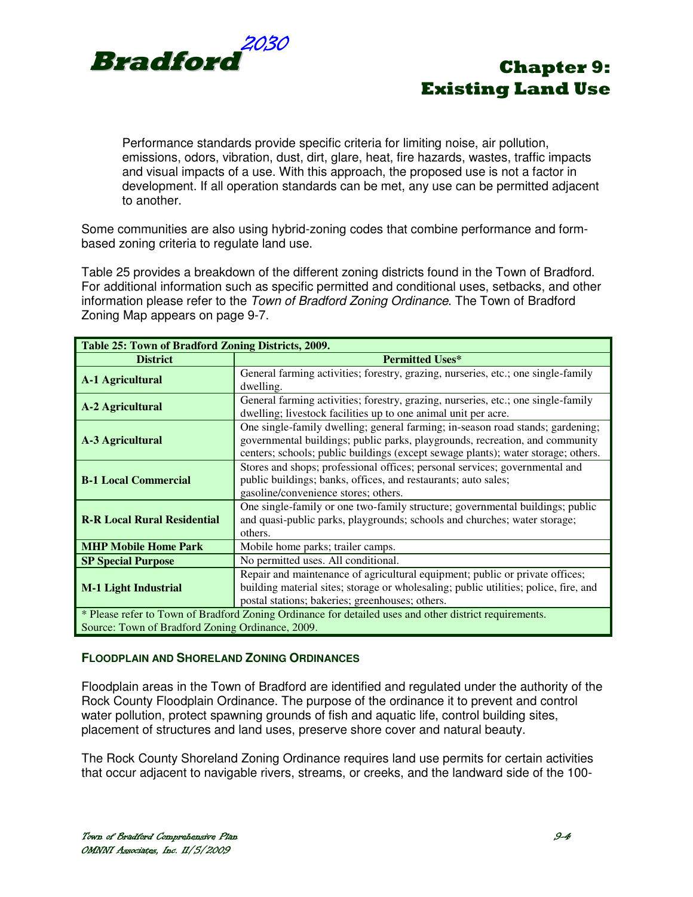Performance standards provide specific criteria for limiting noise, air pollution, emissions, odors, vibration, dust, dirt, glare, heat, fire hazards, wastes, traffic impacts and visual impacts of a use. With this approach, the proposed use is not a factor in development. If all operation standards can be met, any use can be permitted adjacent to another.

Some communities are also using hybrid-zoning codes that combine performance and form-based zoning criteria to regulate land use.

Table 25 provides a breakdown of the different zoning districts found in the Town of Bradford. For additional information such as specific permitted and conditional uses, setbacks, and other information please refer to the *Town of Bradford Zoning Ordinance*. The Town of Bradford Zoning Map appears on page 9-7.

**Table 25: Town of Bradford Zoning Districts, 2009.**

| District | Permitted Uses* |
|---|---|
| **A-1 Agricultural** | General farming activities; forestry, grazing, nurseries, etc.; one single-family dwelling. |
| **A-2 Agricultural** | General farming activities; forestry, grazing, nurseries, etc.; one single-family dwelling; livestock facilities up to one animal unit per acre. |
| **A-3 Agricultural** | One single-family dwelling; general farming; in-season road stands; gardening; governmental buildings; public parks, playgrounds, recreation, and community centers; schools; public buildings (except sewage plants); water storage; others. |
| **B-1 Local Commercial** | Stores and shops; professional offices; personal services; governmental and public buildings; banks, offices, and restaurants; auto sales; gasoline/convenience stores; others. |
| **R-R Local Rural Residential** | One single-family or one two-family structure; governmental buildings; public and quasi-public parks, playgrounds; schools and churches; water storage; others. |
| **MHP Mobile Home Park** | Mobile home parks; trailer camps. |
| **SP Special Purpose** | No permitted uses. All conditional. |
| **M-1 Light Industrial** | Repair and maintenance of agricultural equipment; public or private offices; building material sites; storage or wholesaling; public utilities; police, fire, and postal stations; bakeries; greenhouses; others. |

\* Please refer to Town of Bradford Zoning Ordinance for detailed uses and other district requirements.
Source: Town of Bradford Zoning Ordinance, 2009.

#### FLOODPLAIN AND SHORELAND ZONING ORDINANCES

Floodplain areas in the Town of Bradford are identified and regulated under the authority of the Rock County Floodplain Ordinance. The purpose of the ordinance it to prevent and control water pollution, protect spawning grounds of fish and aquatic life, control building sites, placement of structures and land uses, preserve shore cover and natural beauty.

The Rock County Shoreland Zoning Ordinance requires land use permits for certain activities that occur adjacent to navigable rivers, streams, or creeks, and the landward side of the 100-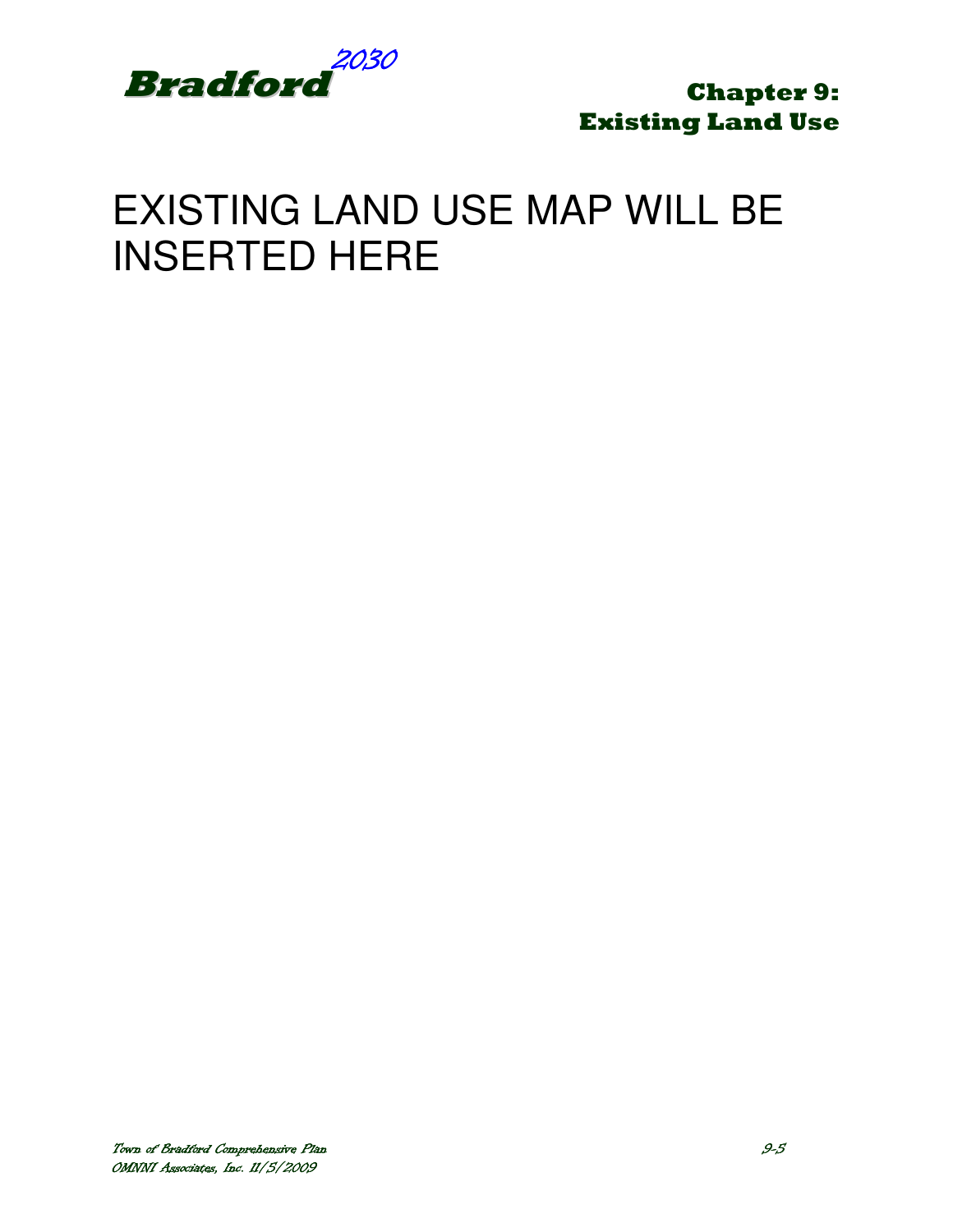EXISTING LAND USE MAP WILL BE INSERTED HERE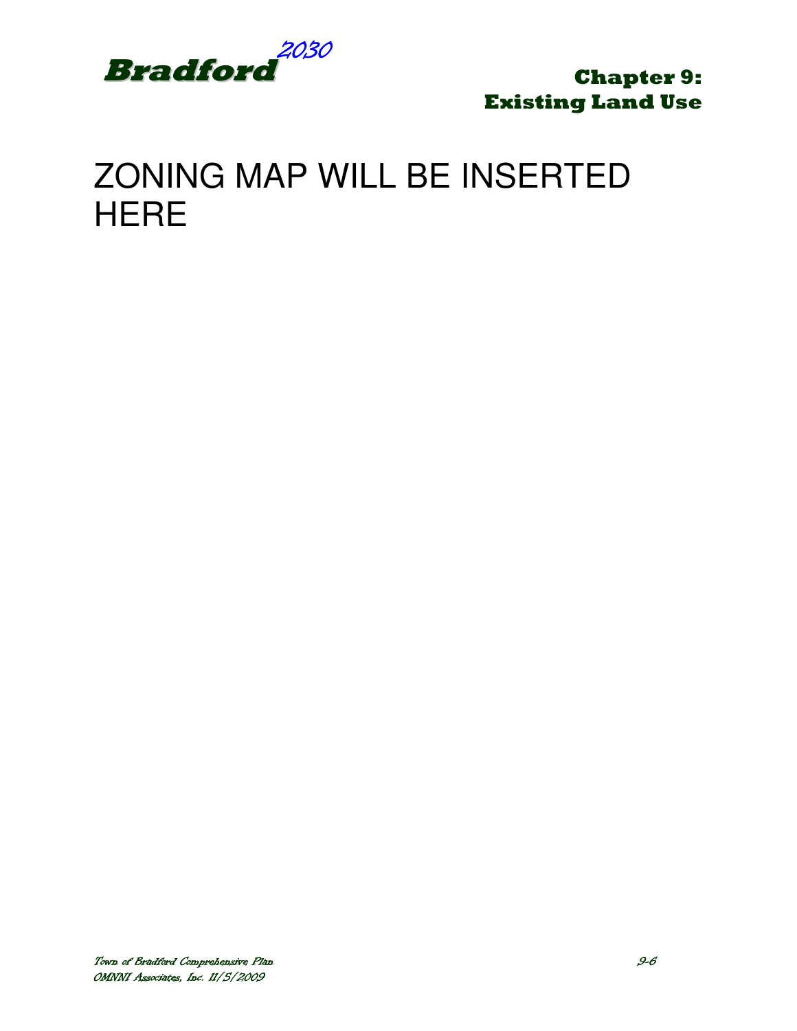ZONING MAP WILL BE INSERTED HERE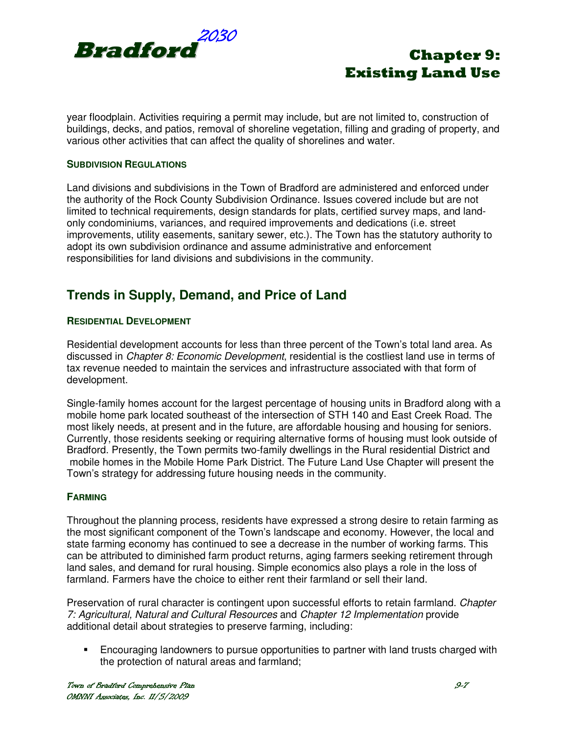year floodplain. Activities requiring a permit may include, but are not limited to, construction of buildings, decks, and patios, removal of shoreline vegetation, filling and grading of property, and various other activities that can affect the quality of shorelines and water.

### SUBDIVISION REGULATIONS

Land divisions and subdivisions in the Town of Bradford are administered and enforced under the authority of the Rock County Subdivision Ordinance. Issues covered include but are not limited to technical requirements, design standards for plats, certified survey maps, and land-only condominiums, variances, and required improvements and dedications (i.e. street improvements, utility easements, sanitary sewer, etc.). The Town has the statutory authority to adopt its own subdivision ordinance and assume administrative and enforcement responsibilities for land divisions and subdivisions in the community.

## Trends in Supply, Demand, and Price of Land

### RESIDENTIAL DEVELOPMENT

Residential development accounts for less than three percent of the Town's total land area. As discussed in *Chapter 8: Economic Development*, residential is the costliest land use in terms of tax revenue needed to maintain the services and infrastructure associated with that form of development.

Single-family homes account for the largest percentage of housing units in Bradford along with a mobile home park located southeast of the intersection of STH 140 and East Creek Road. The most likely needs, at present and in the future, are affordable housing and housing for seniors. Currently, those residents seeking or requiring alternative forms of housing must look outside of Bradford. Presently, the Town permits two-family dwellings in the Rural residential District and mobile homes in the Mobile Home Park District. The Future Land Use Chapter will present the Town's strategy for addressing future housing needs in the community.

### FARMING

Throughout the planning process, residents have expressed a strong desire to retain farming as the most significant component of the Town's landscape and economy. However, the local and state farming economy has continued to see a decrease in the number of working farms. This can be attributed to diminished farm product returns, aging farmers seeking retirement through land sales, and demand for rural housing. Simple economics also plays a role in the loss of farmland. Farmers have the choice to either rent their farmland or sell their land.

Preservation of rural character is contingent upon successful efforts to retain farmland. *Chapter 7: Agricultural, Natural and Cultural Resources* and *Chapter 12 Implementation* provide additional detail about strategies to preserve farming, including:

- Encouraging landowners to pursue opportunities to partner with land trusts charged with the protection of natural areas and farmland;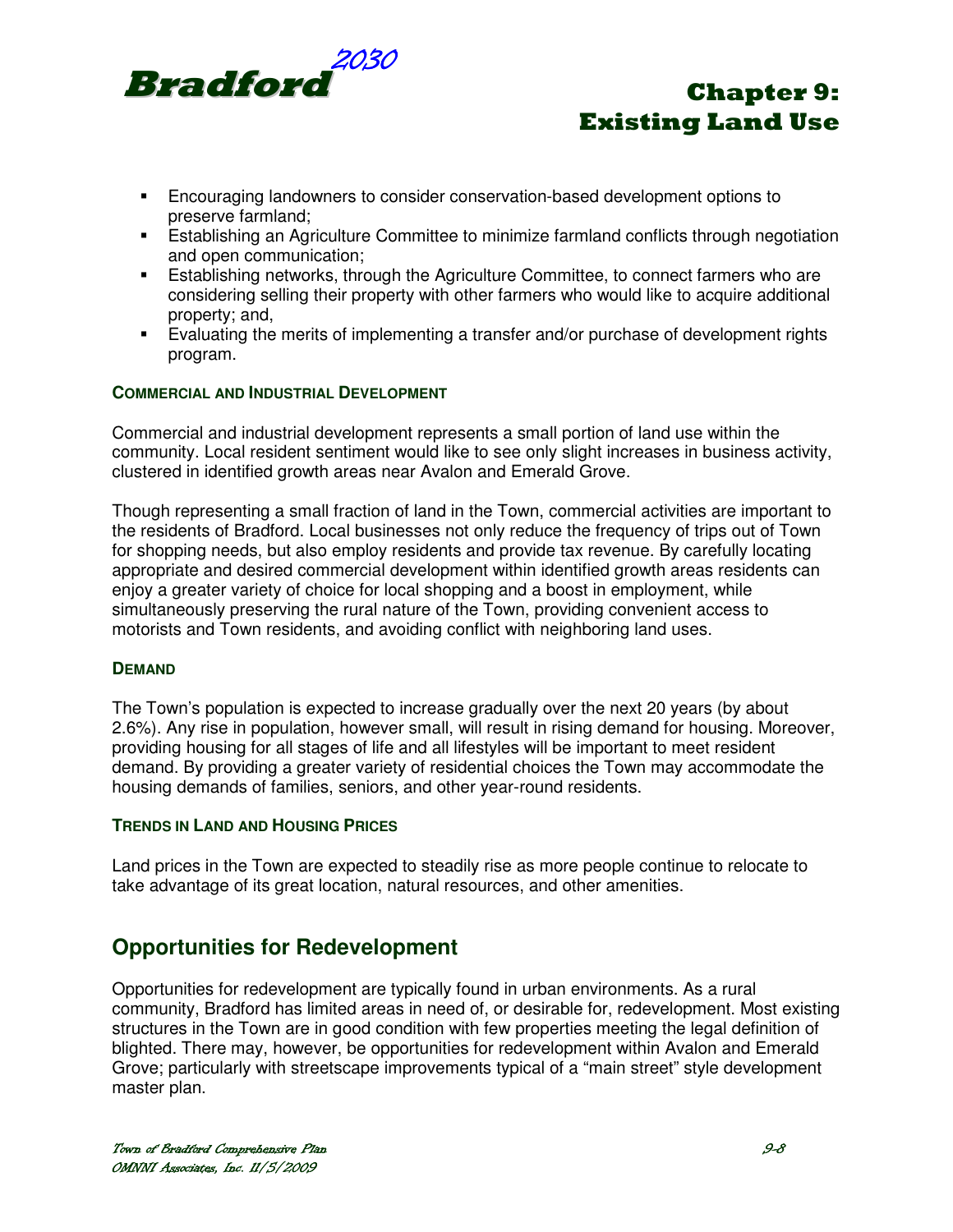- Encouraging landowners to consider conservation-based development options to preserve farmland;
- Establishing an Agriculture Committee to minimize farmland conflicts through negotiation and open communication;
- Establishing networks, through the Agriculture Committee, to connect farmers who are considering selling their property with other farmers who would like to acquire additional property; and,
- Evaluating the merits of implementing a transfer and/or purchase of development rights program.

#### COMMERCIAL AND INDUSTRIAL DEVELOPMENT

Commercial and industrial development represents a small portion of land use within the community. Local resident sentiment would like to see only slight increases in business activity, clustered in identified growth areas near Avalon and Emerald Grove.

Though representing a small fraction of land in the Town, commercial activities are important to the residents of Bradford. Local businesses not only reduce the frequency of trips out of Town for shopping needs, but also employ residents and provide tax revenue. By carefully locating appropriate and desired commercial development within identified growth areas residents can enjoy a greater variety of choice for local shopping and a boost in employment, while simultaneously preserving the rural nature of the Town, providing convenient access to motorists and Town residents, and avoiding conflict with neighboring land uses.

#### DEMAND

The Town's population is expected to increase gradually over the next 20 years (by about 2.6%). Any rise in population, however small, will result in rising demand for housing. Moreover, providing housing for all stages of life and all lifestyles will be important to meet resident demand. By providing a greater variety of residential choices the Town may accommodate the housing demands of families, seniors, and other year-round residents.

#### TRENDS IN LAND AND HOUSING PRICES

Land prices in the Town are expected to steadily rise as more people continue to relocate to take advantage of its great location, natural resources, and other amenities.

## Opportunities for Redevelopment

Opportunities for redevelopment are typically found in urban environments. As a rural community, Bradford has limited areas in need of, or desirable for, redevelopment. Most existing structures in the Town are in good condition with few properties meeting the legal definition of blighted. There may, however, be opportunities for redevelopment within Avalon and Emerald Grove; particularly with streetscape improvements typical of a "main street" style development master plan.